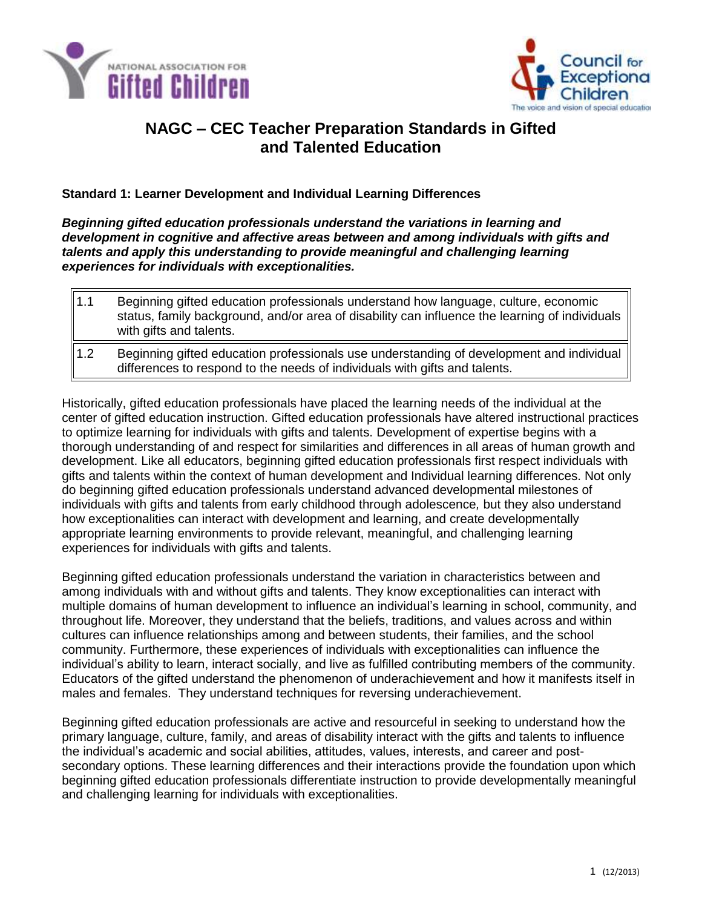# NAGC – CEC Teacher Preparation Standards in Gifted and Talented Education

**Standard 1: Learner Development and Individual Learning Differences**

***Beginning gifted education professionals understand the variations in learning and development in cognitive and affective areas between and among individuals with gifts and talents and apply this understanding to provide meaningful and challenging learning experiences for individuals with exceptionalities.***

| | |
|---|---|
| 1.1 | Beginning gifted education professionals understand how language, culture, economic status, family background, and/or area of disability can influence the learning of individuals with gifts and talents. |
| 1.2 | Beginning gifted education professionals use understanding of development and individual differences to respond to the needs of individuals with gifts and talents. |

Historically, gifted education professionals have placed the learning needs of the individual at the center of gifted education instruction. Gifted education professionals have altered instructional practices to optimize learning for individuals with gifts and talents. Development of expertise begins with a thorough understanding of and respect for similarities and differences in all areas of human growth and development. Like all educators, beginning gifted education professionals first respect individuals with gifts and talents within the context of human development and Individual learning differences. Not only do beginning gifted education professionals understand advanced developmental milestones of individuals with gifts and talents from early childhood through adolescence, but they also understand how exceptionalities can interact with development and learning, and create developmentally appropriate learning environments to provide relevant, meaningful, and challenging learning experiences for individuals with gifts and talents.

Beginning gifted education professionals understand the variation in characteristics between and among individuals with and without gifts and talents. They know exceptionalities can interact with multiple domains of human development to influence an individual's learning in school, community, and throughout life. Moreover, they understand that the beliefs, traditions, and values across and within cultures can influence relationships among and between students, their families, and the school community. Furthermore, these experiences of individuals with exceptionalities can influence the individual's ability to learn, interact socially, and live as fulfilled contributing members of the community. Educators of the gifted understand the phenomenon of underachievement and how it manifests itself in males and females. They understand techniques for reversing underachievement.

Beginning gifted education professionals are active and resourceful in seeking to understand how the primary language, culture, family, and areas of disability interact with the gifts and talents to influence the individual's academic and social abilities, attitudes, values, interests, and career and post-secondary options. These learning differences and their interactions provide the foundation upon which beginning gifted education professionals differentiate instruction to provide developmentally meaningful and challenging learning for individuals with exceptionalities.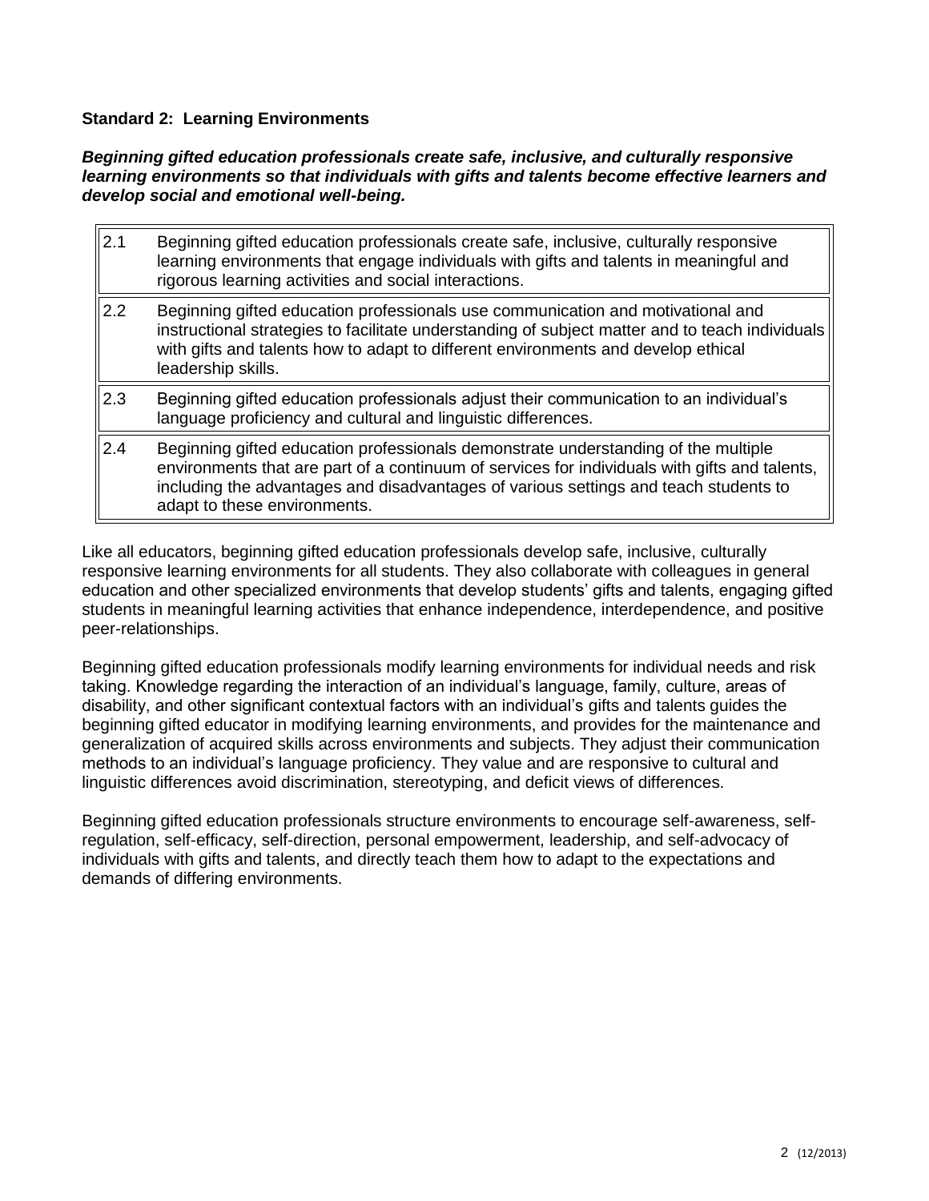**Standard 2: Learning Environments**

***Beginning gifted education professionals create safe, inclusive, and culturally responsive learning environments so that individuals with gifts and talents become effective learners and develop social and emotional well-being.***

| | |
|---|---|
| 2.1 | Beginning gifted education professionals create safe, inclusive, culturally responsive learning environments that engage individuals with gifts and talents in meaningful and rigorous learning activities and social interactions. |
| 2.2 | Beginning gifted education professionals use communication and motivational and instructional strategies to facilitate understanding of subject matter and to teach individuals with gifts and talents how to adapt to different environments and develop ethical leadership skills. |
| 2.3 | Beginning gifted education professionals adjust their communication to an individual's language proficiency and cultural and linguistic differences. |
| 2.4 | Beginning gifted education professionals demonstrate understanding of the multiple environments that are part of a continuum of services for individuals with gifts and talents, including the advantages and disadvantages of various settings and teach students to adapt to these environments. |

Like all educators, beginning gifted education professionals develop safe, inclusive, culturally responsive learning environments for all students. They also collaborate with colleagues in general education and other specialized environments that develop students' gifts and talents, engaging gifted students in meaningful learning activities that enhance independence, interdependence, and positive peer-relationships.

Beginning gifted education professionals modify learning environments for individual needs and risk taking. Knowledge regarding the interaction of an individual's language, family, culture, areas of disability, and other significant contextual factors with an individual's gifts and talents guides the beginning gifted educator in modifying learning environments, and provides for the maintenance and generalization of acquired skills across environments and subjects. They adjust their communication methods to an individual's language proficiency. They value and are responsive to cultural and linguistic differences avoid discrimination, stereotyping, and deficit views of differences.

Beginning gifted education professionals structure environments to encourage self-awareness, self-regulation, self-efficacy, self-direction, personal empowerment, leadership, and self-advocacy of individuals with gifts and talents, and directly teach them how to adapt to the expectations and demands of differing environments.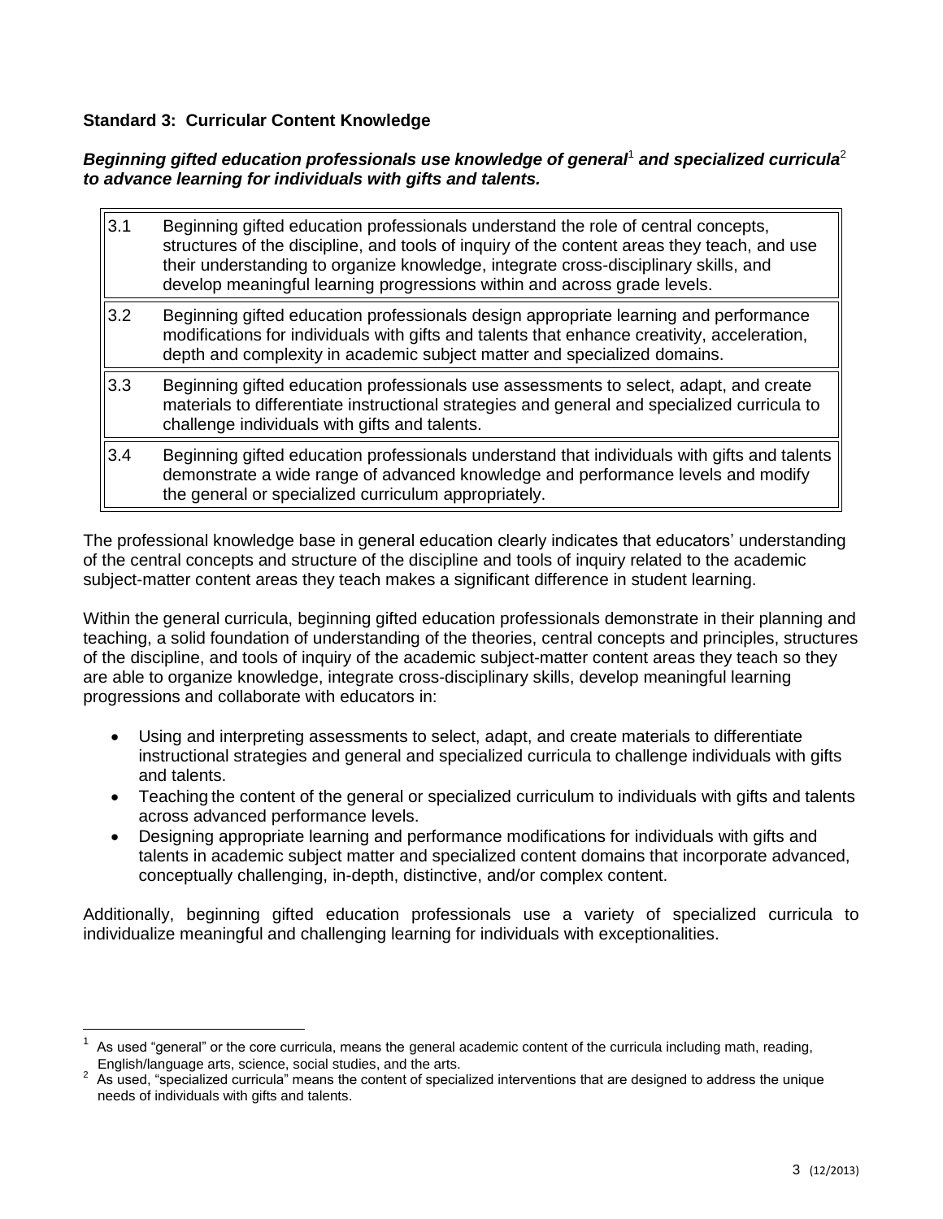**Standard 3: Curricular Content Knowledge**

***Beginning gifted education professionals use knowledge of general*[1] *and specialized curricula*[2] *to advance learning for individuals with gifts and talents.***

| | |
|---|---|
| 3.1 | Beginning gifted education professionals understand the role of central concepts, structures of the discipline, and tools of inquiry of the content areas they teach, and use their understanding to organize knowledge, integrate cross-disciplinary skills, and develop meaningful learning progressions within and across grade levels. |
| 3.2 | Beginning gifted education professionals design appropriate learning and performance modifications for individuals with gifts and talents that enhance creativity, acceleration, depth and complexity in academic subject matter and specialized domains. |
| 3.3 | Beginning gifted education professionals use assessments to select, adapt, and create materials to differentiate instructional strategies and general and specialized curricula to challenge individuals with gifts and talents. |
| 3.4 | Beginning gifted education professionals understand that individuals with gifts and talents demonstrate a wide range of advanced knowledge and performance levels and modify the general or specialized curriculum appropriately. |

The professional knowledge base in general education clearly indicates that educators' understanding of the central concepts and structure of the discipline and tools of inquiry related to the academic subject-matter content areas they teach makes a significant difference in student learning.

Within the general curricula, beginning gifted education professionals demonstrate in their planning and teaching, a solid foundation of understanding of the theories, central concepts and principles, structures of the discipline, and tools of inquiry of the academic subject-matter content areas they teach so they are able to organize knowledge, integrate cross-disciplinary skills, develop meaningful learning progressions and collaborate with educators in:

- Using and interpreting assessments to select, adapt, and create materials to differentiate instructional strategies and general and specialized curricula to challenge individuals with gifts and talents.
- Teaching the content of the general or specialized curriculum to individuals with gifts and talents across advanced performance levels.
- Designing appropriate learning and performance modifications for individuals with gifts and talents in academic subject matter and specialized content domains that incorporate advanced, conceptually challenging, in-depth, distinctive, and/or complex content.

Additionally, beginning gifted education professionals use a variety of specialized curricula to individualize meaningful and challenging learning for individuals with exceptionalities.

[1] As used "general" or the core curricula, means the general academic content of the curricula including math, reading, English/language arts, science, social studies, and the arts.

[2] As used, "specialized curricula" means the content of specialized interventions that are designed to address the unique needs of individuals with gifts and talents.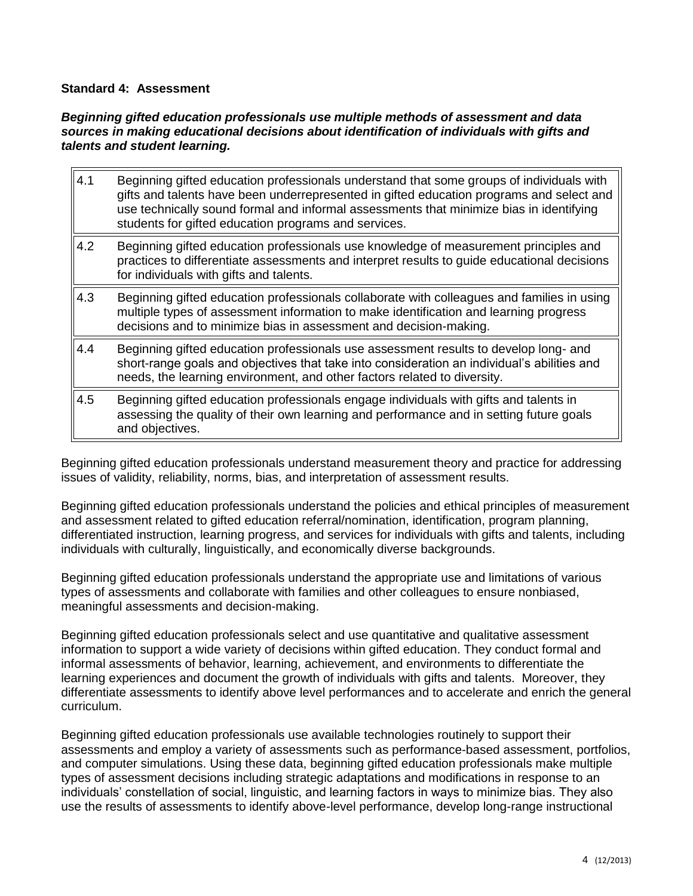**Standard 4: Assessment**

***Beginning gifted education professionals use multiple methods of assessment and data sources in making educational decisions about identification of individuals with gifts and talents and student learning.***

| | |
|---|---|
| 4.1 | Beginning gifted education professionals understand that some groups of individuals with gifts and talents have been underrepresented in gifted education programs and select and use technically sound formal and informal assessments that minimize bias in identifying students for gifted education programs and services. |
| 4.2 | Beginning gifted education professionals use knowledge of measurement principles and practices to differentiate assessments and interpret results to guide educational decisions for individuals with gifts and talents. |
| 4.3 | Beginning gifted education professionals collaborate with colleagues and families in using multiple types of assessment information to make identification and learning progress decisions and to minimize bias in assessment and decision-making. |
| 4.4 | Beginning gifted education professionals use assessment results to develop long- and short-range goals and objectives that take into consideration an individual's abilities and needs, the learning environment, and other factors related to diversity. |
| 4.5 | Beginning gifted education professionals engage individuals with gifts and talents in assessing the quality of their own learning and performance and in setting future goals and objectives. |

Beginning gifted education professionals understand measurement theory and practice for addressing issues of validity, reliability, norms, bias, and interpretation of assessment results.

Beginning gifted education professionals understand the policies and ethical principles of measurement and assessment related to gifted education referral/nomination, identification, program planning, differentiated instruction, learning progress, and services for individuals with gifts and talents, including individuals with culturally, linguistically, and economically diverse backgrounds.

Beginning gifted education professionals understand the appropriate use and limitations of various types of assessments and collaborate with families and other colleagues to ensure nonbiased, meaningful assessments and decision-making.

Beginning gifted education professionals select and use quantitative and qualitative assessment information to support a wide variety of decisions within gifted education. They conduct formal and informal assessments of behavior, learning, achievement, and environments to differentiate the learning experiences and document the growth of individuals with gifts and talents. Moreover, they differentiate assessments to identify above level performances and to accelerate and enrich the general curriculum.

Beginning gifted education professionals use available technologies routinely to support their assessments and employ a variety of assessments such as performance-based assessment, portfolios, and computer simulations. Using these data, beginning gifted education professionals make multiple types of assessment decisions including strategic adaptations and modifications in response to an individuals' constellation of social, linguistic, and learning factors in ways to minimize bias. They also use the results of assessments to identify above-level performance, develop long-range instructional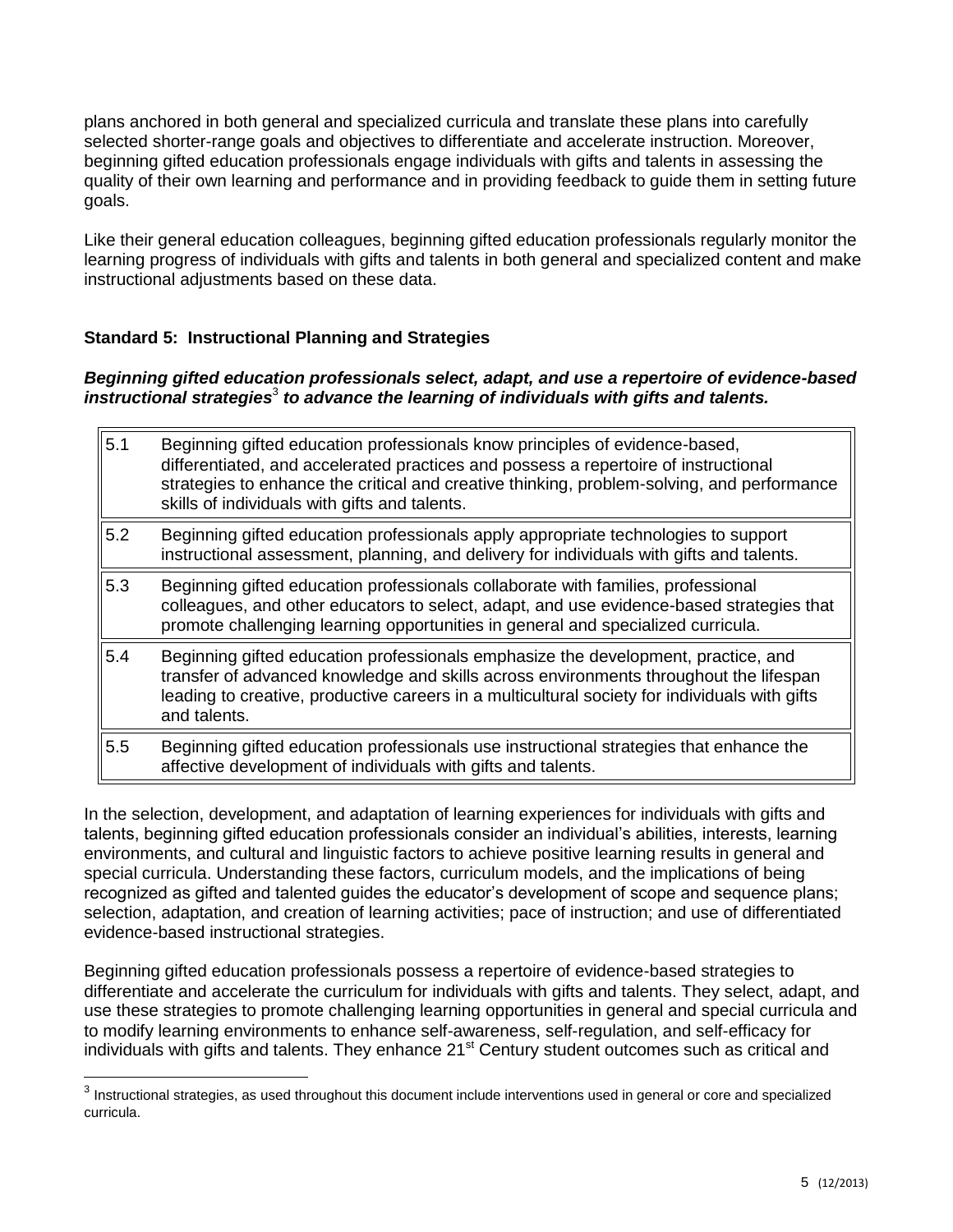plans anchored in both general and specialized curricula and translate these plans into carefully selected shorter-range goals and objectives to differentiate and accelerate instruction. Moreover, beginning gifted education professionals engage individuals with gifts and talents in assessing the quality of their own learning and performance and in providing feedback to guide them in setting future goals.

Like their general education colleagues, beginning gifted education professionals regularly monitor the learning progress of individuals with gifts and talents in both general and specialized content and make instructional adjustments based on these data.

### Standard 5: Instructional Planning and Strategies

***Beginning gifted education professionals select, adapt, and use a repertoire of evidence-based instructional strategies*[3] *to advance the learning of individuals with gifts and talents.***

| | |
|---|---|
| 5.1 | Beginning gifted education professionals know principles of evidence-based, differentiated, and accelerated practices and possess a repertoire of instructional strategies to enhance the critical and creative thinking, problem-solving, and performance skills of individuals with gifts and talents. |
| 5.2 | Beginning gifted education professionals apply appropriate technologies to support instructional assessment, planning, and delivery for individuals with gifts and talents. |
| 5.3 | Beginning gifted education professionals collaborate with families, professional colleagues, and other educators to select, adapt, and use evidence-based strategies that promote challenging learning opportunities in general and specialized curricula. |
| 5.4 | Beginning gifted education professionals emphasize the development, practice, and transfer of advanced knowledge and skills across environments throughout the lifespan leading to creative, productive careers in a multicultural society for individuals with gifts and talents. |
| 5.5 | Beginning gifted education professionals use instructional strategies that enhance the affective development of individuals with gifts and talents. |

In the selection, development, and adaptation of learning experiences for individuals with gifts and talents, beginning gifted education professionals consider an individual's abilities, interests, learning environments, and cultural and linguistic factors to achieve positive learning results in general and special curricula. Understanding these factors, curriculum models, and the implications of being recognized as gifted and talented guides the educator's development of scope and sequence plans; selection, adaptation, and creation of learning activities; pace of instruction; and use of differentiated evidence-based instructional strategies.

Beginning gifted education professionals possess a repertoire of evidence-based strategies to differentiate and accelerate the curriculum for individuals with gifts and talents. They select, adapt, and use these strategies to promote challenging learning opportunities in general and special curricula and to modify learning environments to enhance self-awareness, self-regulation, and self-efficacy for individuals with gifts and talents. They enhance 21st Century student outcomes such as critical and

[3] Instructional strategies, as used throughout this document include interventions used in general or core and specialized curricula.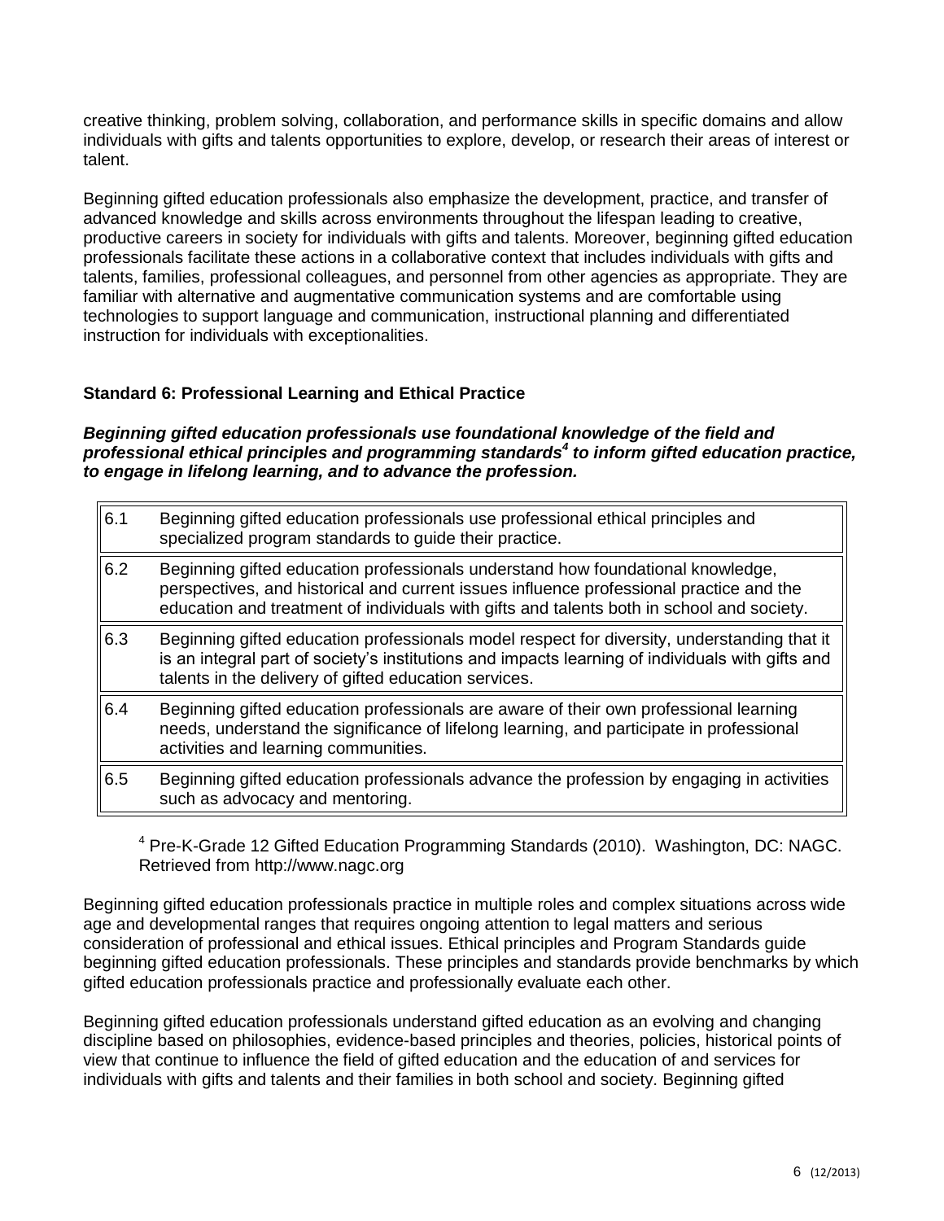creative thinking, problem solving, collaboration, and performance skills in specific domains and allow individuals with gifts and talents opportunities to explore, develop, or research their areas of interest or talent.

Beginning gifted education professionals also emphasize the development, practice, and transfer of advanced knowledge and skills across environments throughout the lifespan leading to creative, productive careers in society for individuals with gifts and talents. Moreover, beginning gifted education professionals facilitate these actions in a collaborative context that includes individuals with gifts and talents, families, professional colleagues, and personnel from other agencies as appropriate. They are familiar with alternative and augmentative communication systems and are comfortable using technologies to support language and communication, instructional planning and differentiated instruction for individuals with exceptionalities.

### Standard 6: Professional Learning and Ethical Practice

***Beginning gifted education professionals use foundational knowledge of the field and professional ethical principles and programming standards[4] to inform gifted education practice, to engage in lifelong learning, and to advance the profession.***

| | |
|---|---|
| 6.1 | Beginning gifted education professionals use professional ethical principles and specialized program standards to guide their practice. |
| 6.2 | Beginning gifted education professionals understand how foundational knowledge, perspectives, and historical and current issues influence professional practice and the education and treatment of individuals with gifts and talents both in school and society. |
| 6.3 | Beginning gifted education professionals model respect for diversity, understanding that it is an integral part of society's institutions and impacts learning of individuals with gifts and talents in the delivery of gifted education services. |
| 6.4 | Beginning gifted education professionals are aware of their own professional learning needs, understand the significance of lifelong learning, and participate in professional activities and learning communities. |
| 6.5 | Beginning gifted education professionals advance the profession by engaging in activities such as advocacy and mentoring. |

[4] Pre-K-Grade 12 Gifted Education Programming Standards (2010). Washington, DC: NAGC. Retrieved from http://www.nagc.org

Beginning gifted education professionals practice in multiple roles and complex situations across wide age and developmental ranges that requires ongoing attention to legal matters and serious consideration of professional and ethical issues. Ethical principles and Program Standards guide beginning gifted education professionals. These principles and standards provide benchmarks by which gifted education professionals practice and professionally evaluate each other.

Beginning gifted education professionals understand gifted education as an evolving and changing discipline based on philosophies, evidence-based principles and theories, policies, historical points of view that continue to influence the field of gifted education and the education of and services for individuals with gifts and talents and their families in both school and society. Beginning gifted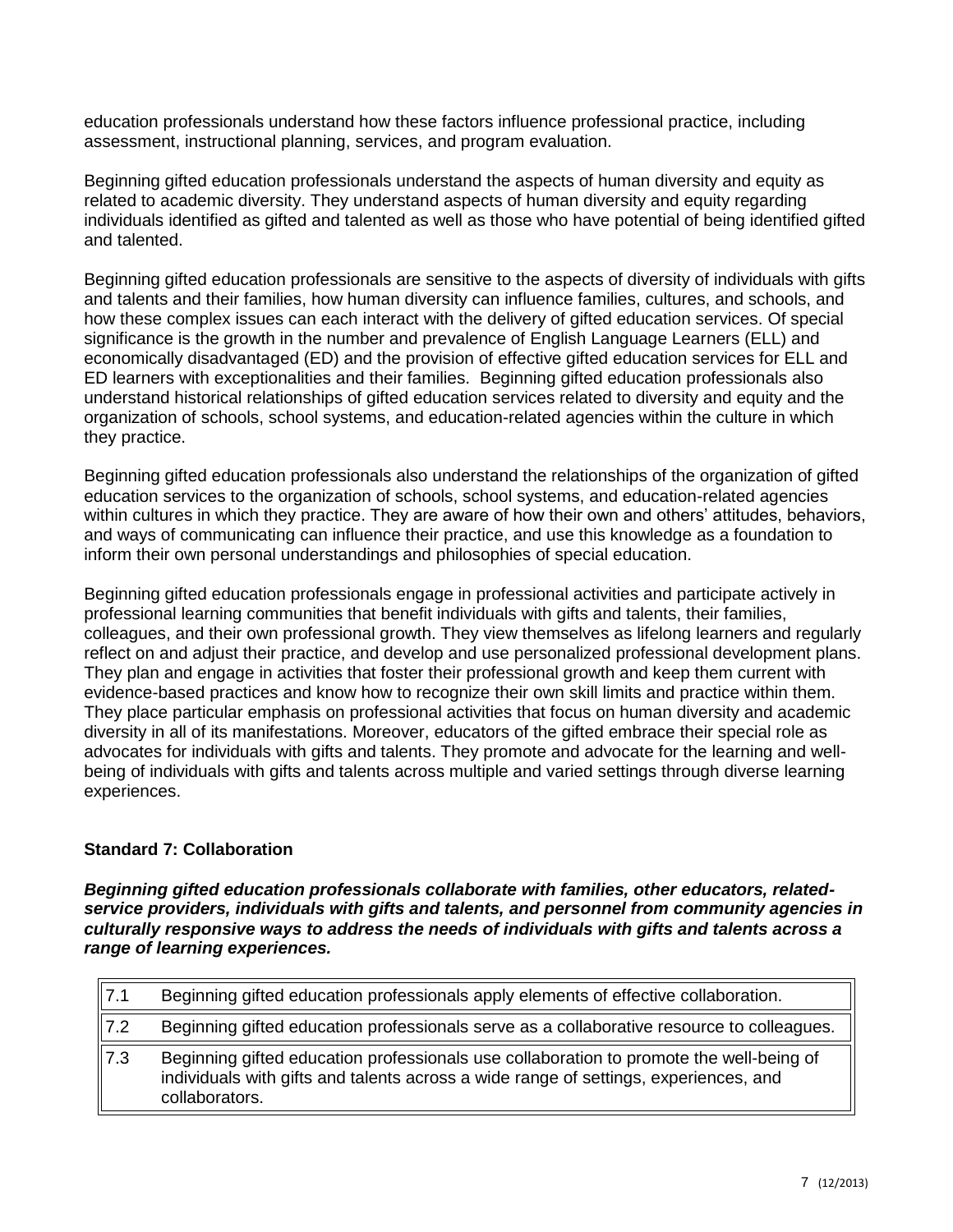education professionals understand how these factors influence professional practice, including assessment, instructional planning, services, and program evaluation.

Beginning gifted education professionals understand the aspects of human diversity and equity as related to academic diversity. They understand aspects of human diversity and equity regarding individuals identified as gifted and talented as well as those who have potential of being identified gifted and talented.

Beginning gifted education professionals are sensitive to the aspects of diversity of individuals with gifts and talents and their families, how human diversity can influence families, cultures, and schools, and how these complex issues can each interact with the delivery of gifted education services. Of special significance is the growth in the number and prevalence of English Language Learners (ELL) and economically disadvantaged (ED) and the provision of effective gifted education services for ELL and ED learners with exceptionalities and their families. Beginning gifted education professionals also understand historical relationships of gifted education services related to diversity and equity and the organization of schools, school systems, and education-related agencies within the culture in which they practice.

Beginning gifted education professionals also understand the relationships of the organization of gifted education services to the organization of schools, school systems, and education-related agencies within cultures in which they practice. They are aware of how their own and others' attitudes, behaviors, and ways of communicating can influence their practice, and use this knowledge as a foundation to inform their own personal understandings and philosophies of special education.

Beginning gifted education professionals engage in professional activities and participate actively in professional learning communities that benefit individuals with gifts and talents, their families, colleagues, and their own professional growth. They view themselves as lifelong learners and regularly reflect on and adjust their practice, and develop and use personalized professional development plans. They plan and engage in activities that foster their professional growth and keep them current with evidence-based practices and know how to recognize their own skill limits and practice within them. They place particular emphasis on professional activities that focus on human diversity and academic diversity in all of its manifestations. Moreover, educators of the gifted embrace their special role as advocates for individuals with gifts and talents. They promote and advocate for the learning and well-being of individuals with gifts and talents across multiple and varied settings through diverse learning experiences.

## Standard 7: Collaboration

***Beginning gifted education professionals collaborate with families, other educators, related-service providers, individuals with gifts and talents, and personnel from community agencies in culturally responsive ways to address the needs of individuals with gifts and talents across a range of learning experiences.***

| | |
|---|---|
| 7.1 | Beginning gifted education professionals apply elements of effective collaboration. |
| 7.2 | Beginning gifted education professionals serve as a collaborative resource to colleagues. |
| 7.3 | Beginning gifted education professionals use collaboration to promote the well-being of individuals with gifts and talents across a wide range of settings, experiences, and collaborators. |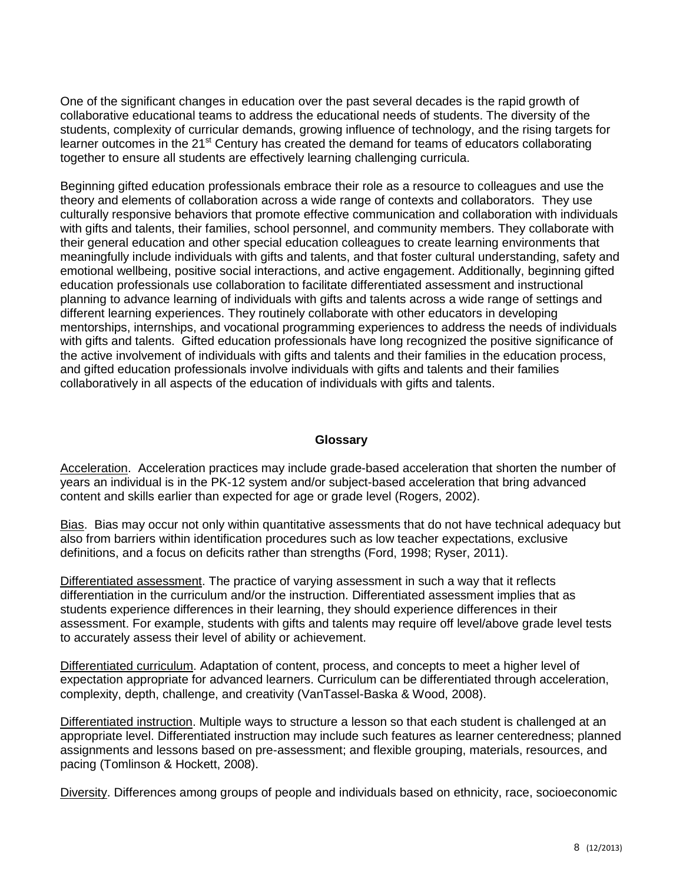One of the significant changes in education over the past several decades is the rapid growth of collaborative educational teams to address the educational needs of students. The diversity of the students, complexity of curricular demands, growing influence of technology, and the rising targets for learner outcomes in the 21st Century has created the demand for teams of educators collaborating together to ensure all students are effectively learning challenging curricula.

Beginning gifted education professionals embrace their role as a resource to colleagues and use the theory and elements of collaboration across a wide range of contexts and collaborators. They use culturally responsive behaviors that promote effective communication and collaboration with individuals with gifts and talents, their families, school personnel, and community members. They collaborate with their general education and other special education colleagues to create learning environments that meaningfully include individuals with gifts and talents, and that foster cultural understanding, safety and emotional wellbeing, positive social interactions, and active engagement. Additionally, beginning gifted education professionals use collaboration to facilitate differentiated assessment and instructional planning to advance learning of individuals with gifts and talents across a wide range of settings and different learning experiences. They routinely collaborate with other educators in developing mentorships, internships, and vocational programming experiences to address the needs of individuals with gifts and talents. Gifted education professionals have long recognized the positive significance of the active involvement of individuals with gifts and talents and their families in the education process, and gifted education professionals involve individuals with gifts and talents and their families collaboratively in all aspects of the education of individuals with gifts and talents.

## Glossary

Acceleration. Acceleration practices may include grade-based acceleration that shorten the number of years an individual is in the PK-12 system and/or subject-based acceleration that bring advanced content and skills earlier than expected for age or grade level (Rogers, 2002).

Bias. Bias may occur not only within quantitative assessments that do not have technical adequacy but also from barriers within identification procedures such as low teacher expectations, exclusive definitions, and a focus on deficits rather than strengths (Ford, 1998; Ryser, 2011).

Differentiated assessment. The practice of varying assessment in such a way that it reflects differentiation in the curriculum and/or the instruction. Differentiated assessment implies that as students experience differences in their learning, they should experience differences in their assessment. For example, students with gifts and talents may require off level/above grade level tests to accurately assess their level of ability or achievement.

Differentiated curriculum. Adaptation of content, process, and concepts to meet a higher level of expectation appropriate for advanced learners. Curriculum can be differentiated through acceleration, complexity, depth, challenge, and creativity (VanTassel-Baska & Wood, 2008).

Differentiated instruction. Multiple ways to structure a lesson so that each student is challenged at an appropriate level. Differentiated instruction may include such features as learner centeredness; planned assignments and lessons based on pre-assessment; and flexible grouping, materials, resources, and pacing (Tomlinson & Hockett, 2008).

Diversity. Differences among groups of people and individuals based on ethnicity, race, socioeconomic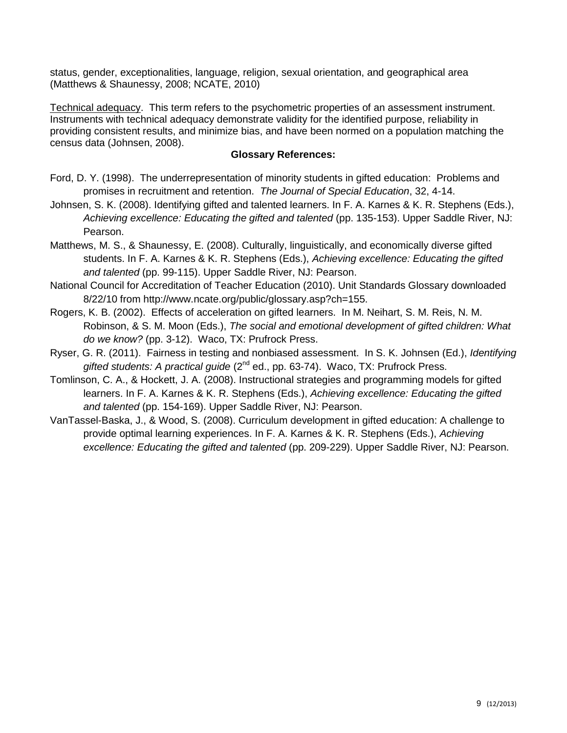status, gender, exceptionalities, language, religion, sexual orientation, and geographical area (Matthews & Shaunessy, 2008; NCATE, 2010)

Technical adequacy. This term refers to the psychometric properties of an assessment instrument. Instruments with technical adequacy demonstrate validity for the identified purpose, reliability in providing consistent results, and minimize bias, and have been normed on a population matching the census data (Johnsen, 2008).

**Glossary References:**

Ford, D. Y. (1998). The underrepresentation of minority students in gifted education: Problems and promises in recruitment and retention. *The Journal of Special Education*, 32, 4-14.

Johnsen, S. K. (2008). Identifying gifted and talented learners. In F. A. Karnes & K. R. Stephens (Eds.), *Achieving excellence: Educating the gifted and talented* (pp. 135-153). Upper Saddle River, NJ: Pearson.

Matthews, M. S., & Shaunessy, E. (2008). Culturally, linguistically, and economically diverse gifted students. In F. A. Karnes & K. R. Stephens (Eds.), *Achieving excellence: Educating the gifted and talented* (pp. 99-115). Upper Saddle River, NJ: Pearson.

National Council for Accreditation of Teacher Education (2010). Unit Standards Glossary downloaded 8/22/10 from http://www.ncate.org/public/glossary.asp?ch=155.

Rogers, K. B. (2002). Effects of acceleration on gifted learners. In M. Neihart, S. M. Reis, N. M. Robinson, & S. M. Moon (Eds.), *The social and emotional development of gifted children: What do we know?* (pp. 3-12). Waco, TX: Prufrock Press.

Ryser, G. R. (2011). Fairness in testing and nonbiased assessment. In S. K. Johnsen (Ed.), *Identifying gifted students: A practical guide* (2nd ed., pp. 63-74). Waco, TX: Prufrock Press.

Tomlinson, C. A., & Hockett, J. A. (2008). Instructional strategies and programming models for gifted learners. In F. A. Karnes & K. R. Stephens (Eds.), *Achieving excellence: Educating the gifted and talented* (pp. 154-169). Upper Saddle River, NJ: Pearson.

VanTassel-Baska, J., & Wood, S. (2008). Curriculum development in gifted education: A challenge to provide optimal learning experiences. In F. A. Karnes & K. R. Stephens (Eds.), *Achieving excellence: Educating the gifted and talented* (pp. 209-229). Upper Saddle River, NJ: Pearson.